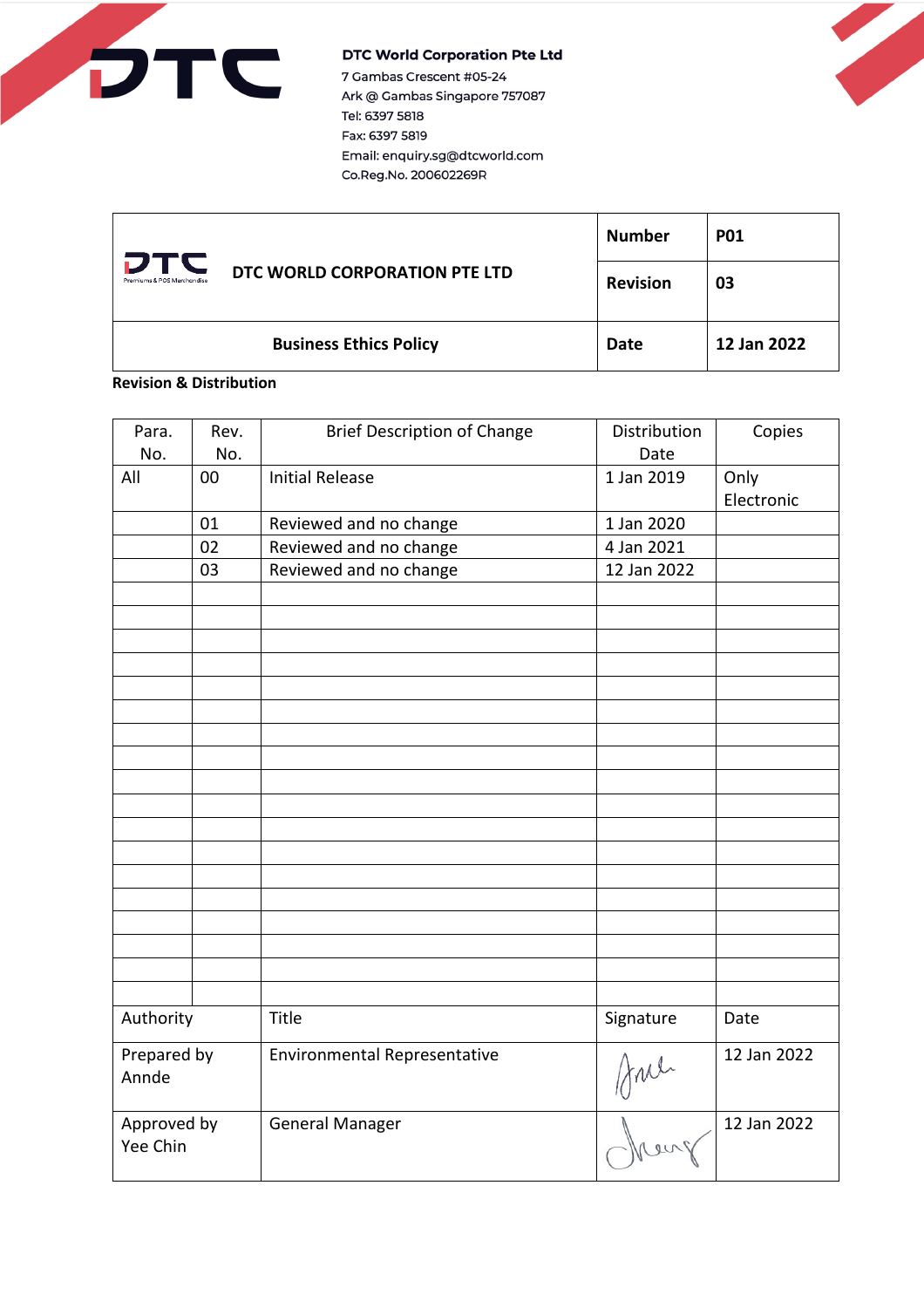**DTC World Corporation Pte Ltd**
7 Gambas Crescent #05-24
Ark @ Gambas Singapore 757087
Tel: 6397 5818
Fax: 6397 5819
Email: enquiry.sg@dtcworld.com
Co.Reg.No. 200602269R

| DTC WORLD CORPORATION PTE LTD | Number | P01 |
|---|---|---|
| | Revision | 03 |
| Business Ethics Policy | Date | 12 Jan 2022 |

**Revision & Distribution**

| Para. No. | Rev. No. | Brief Description of Change | Distribution Date | Copies |
|---|---|---|---|---|
| All | 00 | Initial Release | 1 Jan 2019 | Only Electronic |
| | 01 | Reviewed and no change | 1 Jan 2020 | |
| | 02 | Reviewed and no change | 4 Jan 2021 | |
| | 03 | Reviewed and no change | 12 Jan 2022 | |

| Authority | Title | Signature | Date |
|---|---|---|---|
| Prepared by Annde | Environmental Representative | | 12 Jan 2022 |
| Approved by Yee Chin | General Manager | | 12 Jan 2022 |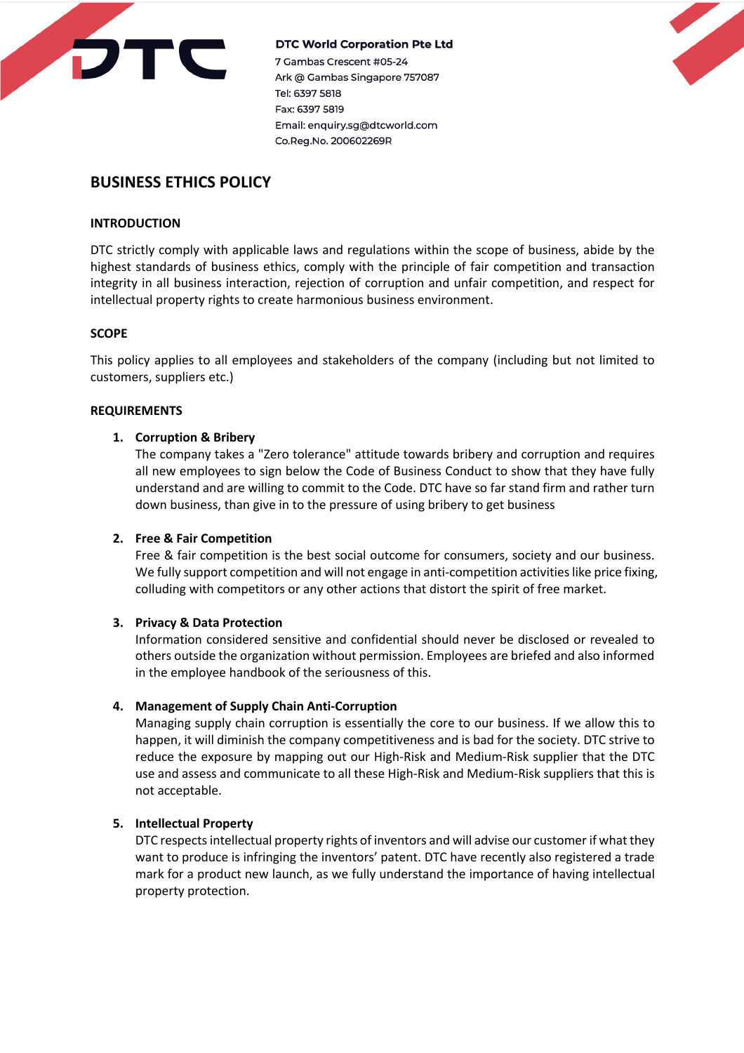DTC World Corporation Pte Ltd
7 Gambas Crescent #05-24
Ark @ Gambas Singapore 757087
Tel: 6397 5818
Fax: 6397 5819
Email: enquiry.sg@dtcworld.com
Co.Reg.No. 200602269R

# BUSINESS ETHICS POLICY

## INTRODUCTION

DTC strictly comply with applicable laws and regulations within the scope of business, abide by the highest standards of business ethics, comply with the principle of fair competition and transaction integrity in all business interaction, rejection of corruption and unfair competition, and respect for intellectual property rights to create harmonious business environment.

## SCOPE

This policy applies to all employees and stakeholders of the company (including but not limited to customers, suppliers etc.)

## REQUIREMENTS

1. **Corruption & Bribery**
   The company takes a "Zero tolerance" attitude towards bribery and corruption and requires all new employees to sign below the Code of Business Conduct to show that they have fully understand and are willing to commit to the Code. DTC have so far stand firm and rather turn down business, than give in to the pressure of using bribery to get business

2. **Free & Fair Competition**
   Free & fair competition is the best social outcome for consumers, society and our business. We fully support competition and will not engage in anti-competition activities like price fixing, colluding with competitors or any other actions that distort the spirit of free market.

3. **Privacy & Data Protection**
   Information considered sensitive and confidential should never be disclosed or revealed to others outside the organization without permission. Employees are briefed and also informed in the employee handbook of the seriousness of this.

4. **Management of Supply Chain Anti-Corruption**
   Managing supply chain corruption is essentially the core to our business. If we allow this to happen, it will diminish the company competitiveness and is bad for the society. DTC strive to reduce the exposure by mapping out our High-Risk and Medium-Risk supplier that the DTC use and assess and communicate to all these High-Risk and Medium-Risk suppliers that this is not acceptable.

5. **Intellectual Property**
   DTC respects intellectual property rights of inventors and will advise our customer if what they want to produce is infringing the inventors' patent. DTC have recently also registered a trade mark for a product new launch, as we fully understand the importance of having intellectual property protection.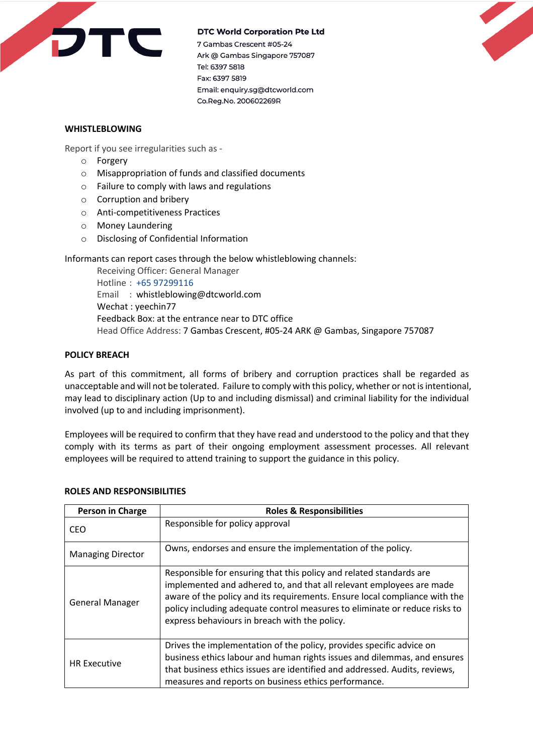DTC

**DTC World Corporation Pte Ltd**
7 Gambas Crescent #05-24
Ark @ Gambas Singapore 757087
Tel: 6397 5818
Fax: 6397 5819
Email: enquiry.sg@dtcworld.com
Co.Reg.No. 200602269R

## WHISTLEBLOWING

Report if you see irregularities such as -

- Forgery
- Misappropriation of funds and classified documents
- Failure to comply with laws and regulations
- Corruption and bribery
- Anti-competitiveness Practices
- Money Laundering
- Disclosing of Confidential Information

Informants can report cases through the below whistleblowing channels:

Receiving Officer: General Manager
Hotline : +65 97299116
Email : whistleblowing@dtcworld.com
Wechat : yeechin77
Feedback Box: at the entrance near to DTC office
Head Office Address: 7 Gambas Crescent, #05-24 ARK @ Gambas, Singapore 757087

## POLICY BREACH

As part of this commitment, all forms of bribery and corruption practices shall be regarded as unacceptable and will not be tolerated. Failure to comply with this policy, whether or not is intentional, may lead to disciplinary action (Up to and including dismissal) and criminal liability for the individual involved (up to and including imprisonment).

Employees will be required to confirm that they have read and understood to the policy and that they comply with its terms as part of their ongoing employment assessment processes. All relevant employees will be required to attend training to support the guidance in this policy.

## ROLES AND RESPONSIBILITIES

| Person in Charge | Roles & Responsibilities |
|---|---|
| CEO | Responsible for policy approval |
| Managing Director | Owns, endorses and ensure the implementation of the policy. |
| General Manager | Responsible for ensuring that this policy and related standards are implemented and adhered to, and that all relevant employees are made aware of the policy and its requirements. Ensure local compliance with the policy including adequate control measures to eliminate or reduce risks to express behaviours in breach with the policy. |
| HR Executive | Drives the implementation of the policy, provides specific advice on business ethics labour and human rights issues and dilemmas, and ensures that business ethics issues are identified and addressed. Audits, reviews, measures and reports on business ethics performance. |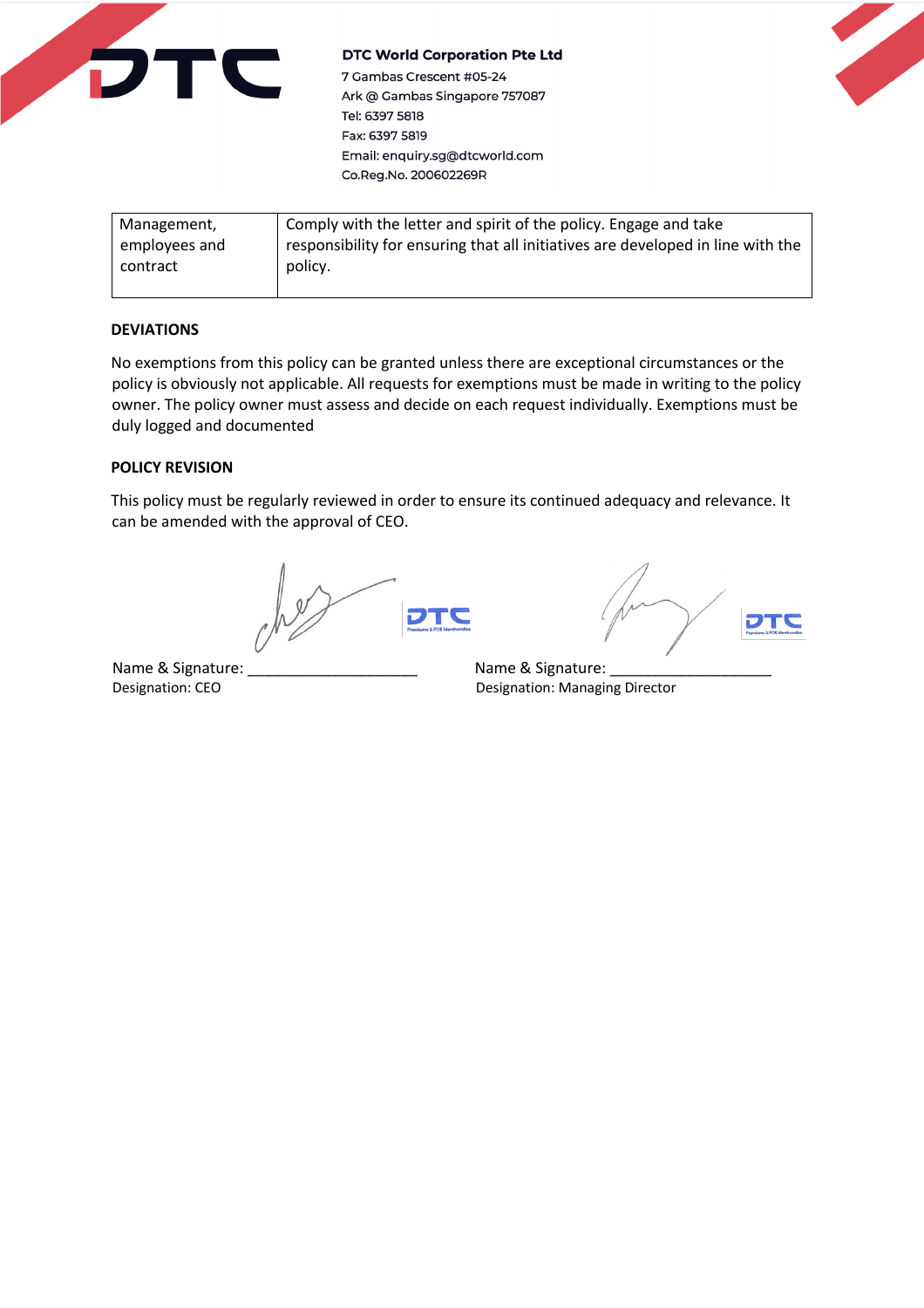DTC World Corporation Pte Ltd
7 Gambas Crescent #05-24
Ark @ Gambas Singapore 757087
Tel: 6397 5818
Fax: 6397 5819
Email: enquiry.sg@dtcworld.com
Co.Reg.No. 200602269R

| | |
|---|---|
| Management, employees and contract | Comply with the letter and spirit of the policy. Engage and take responsibility for ensuring that all initiatives are developed in line with the policy. |

**DEVIATIONS**

No exemptions from this policy can be granted unless there are exceptional circumstances or the policy is obviously not applicable. All requests for exemptions must be made in writing to the policy owner. The policy owner must assess and decide on each request individually. Exemptions must be duly logged and documented

**POLICY REVISION**

This policy must be regularly reviewed in order to ensure its continued adequacy and relevance. It can be amended with the approval of CEO.

Name & Signature: ____________________
Designation: CEO

Name & Signature: ____________________
Designation: Managing Director